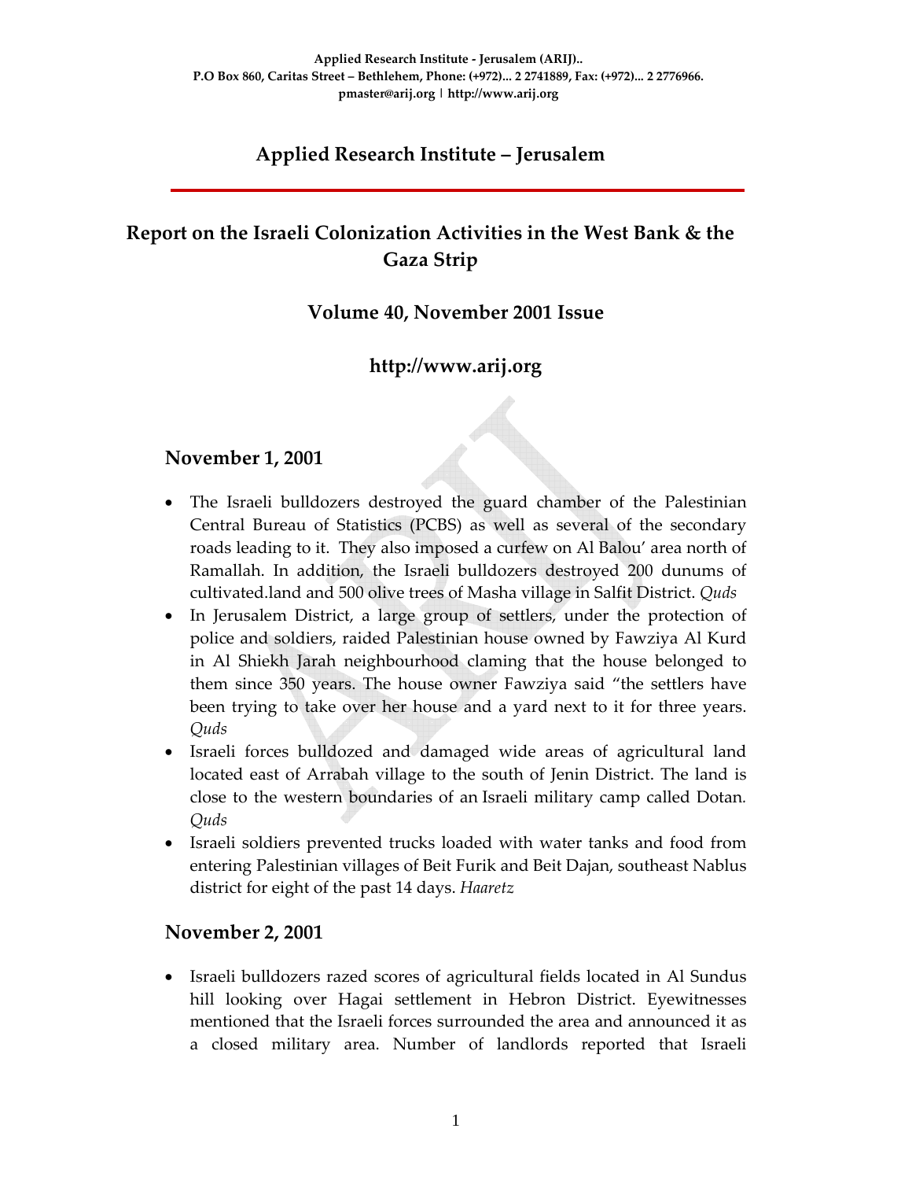**Applied Research Institute - Jerusalem (ARIJ)..**
**P.O Box 860, Caritas Street – Bethlehem, Phone: (+972)... 2 2741889, Fax: (+972)... 2 2776966.**
**pmaster@arij.org | http://www.arij.org**

# Applied Research Institute – Jerusalem

## Report on the Israeli Colonization Activities in the West Bank & the Gaza Strip

### Volume 40, November 2001 Issue

### http://www.arij.org

## November 1, 2001

- The Israeli bulldozers destroyed the guard chamber of the Palestinian Central Bureau of Statistics (PCBS) as well as several of the secondary roads leading to it. They also imposed a curfew on Al Balou' area north of Ramallah. In addition, the Israeli bulldozers destroyed 200 dunums of cultivated.land and 500 olive trees of Masha village in Salfit District. *Quds*
- In Jerusalem District, a large group of settlers, under the protection of police and soldiers, raided Palestinian house owned by Fawziya Al Kurd in Al Shiekh Jarah neighbourhood claming that the house belonged to them since 350 years. The house owner Fawziya said "the settlers have been trying to take over her house and a yard next to it for three years. *Quds*
- Israeli forces bulldozed and damaged wide areas of agricultural land located east of Arrabah village to the south of Jenin District. The land is close to the western boundaries of an Israeli military camp called Dotan. *Quds*
- Israeli soldiers prevented trucks loaded with water tanks and food from entering Palestinian villages of Beit Furik and Beit Dajan, southeast Nablus district for eight of the past 14 days. *Haaretz*

## November 2, 2001

- Israeli bulldozers razed scores of agricultural fields located in Al Sundus hill looking over Hagai settlement in Hebron District. Eyewitnesses mentioned that the Israeli forces surrounded the area and announced it as a closed military area. Number of landlords reported that Israeli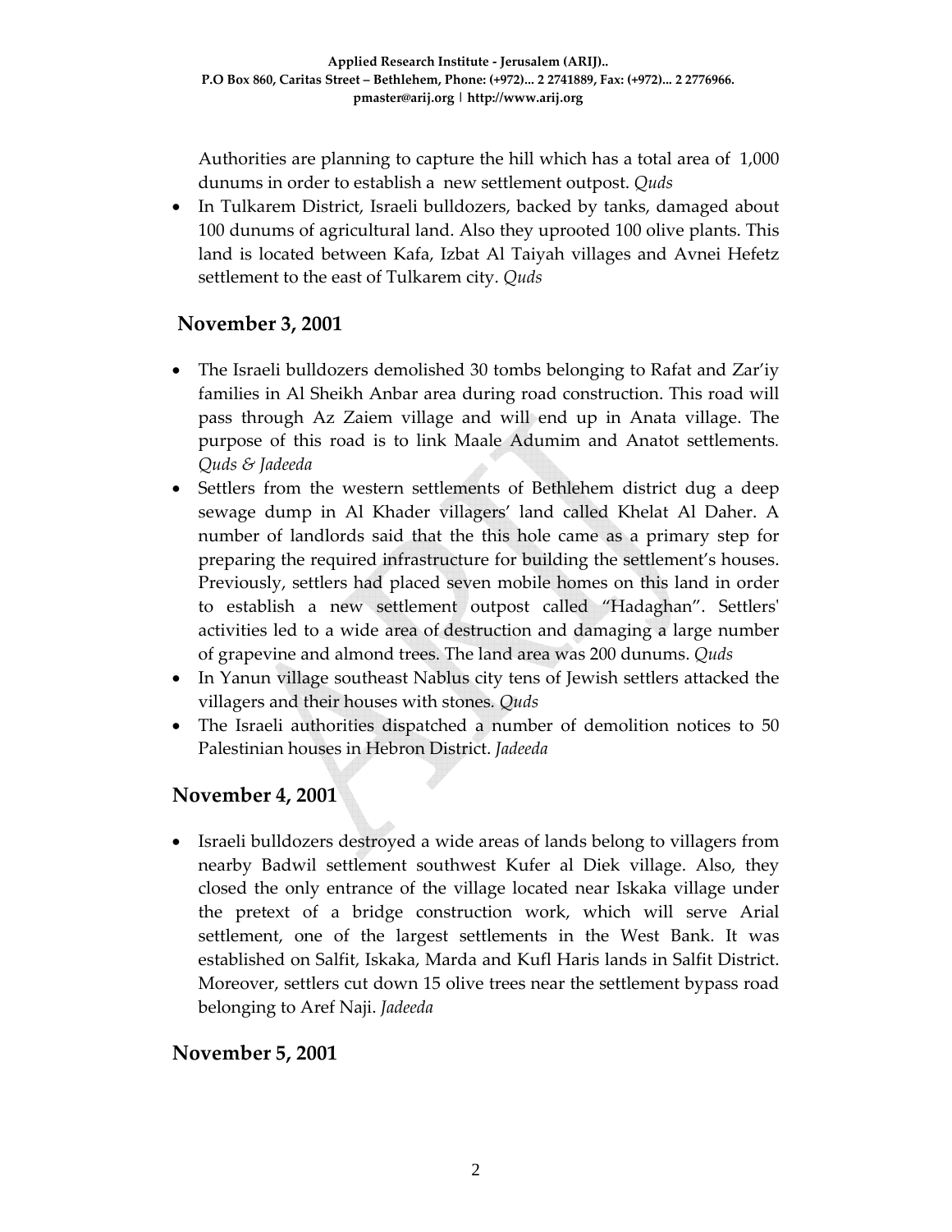Authorities are planning to capture the hill which has a total area of 1,000 dunums in order to establish a new settlement outpost. *Quds*

- In Tulkarem District, Israeli bulldozers, backed by tanks, damaged about 100 dunums of agricultural land. Also they uprooted 100 olive plants. This land is located between Kafa, Izbat Al Taiyah villages and Avnei Hefetz settlement to the east of Tulkarem city. *Quds*

## November 3, 2001

- The Israeli bulldozers demolished 30 tombs belonging to Rafat and Zar'iy families in Al Sheikh Anbar area during road construction. This road will pass through Az Zaiem village and will end up in Anata village. The purpose of this road is to link Maale Adumim and Anatot settlements. *Quds & Jadeeda*
- Settlers from the western settlements of Bethlehem district dug a deep sewage dump in Al Khader villagers' land called Khelat Al Daher. A number of landlords said that the this hole came as a primary step for preparing the required infrastructure for building the settlement's houses. Previously, settlers had placed seven mobile homes on this land in order to establish a new settlement outpost called "Hadaghan". Settlers' activities led to a wide area of destruction and damaging a large number of grapevine and almond trees. The land area was 200 dunums. *Quds*
- In Yanun village southeast Nablus city tens of Jewish settlers attacked the villagers and their houses with stones. *Quds*
- The Israeli authorities dispatched a number of demolition notices to 50 Palestinian houses in Hebron District. *Jadeeda*

## November 4, 2001

- Israeli bulldozers destroyed a wide areas of lands belong to villagers from nearby Badwil settlement southwest Kufer al Diek village. Also, they closed the only entrance of the village located near Iskaka village under the pretext of a bridge construction work, which will serve Arial settlement, one of the largest settlements in the West Bank. It was established on Salfit, Iskaka, Marda and Kufl Haris lands in Salfit District. Moreover, settlers cut down 15 olive trees near the settlement bypass road belonging to Aref Naji. *Jadeeda*

## November 5, 2001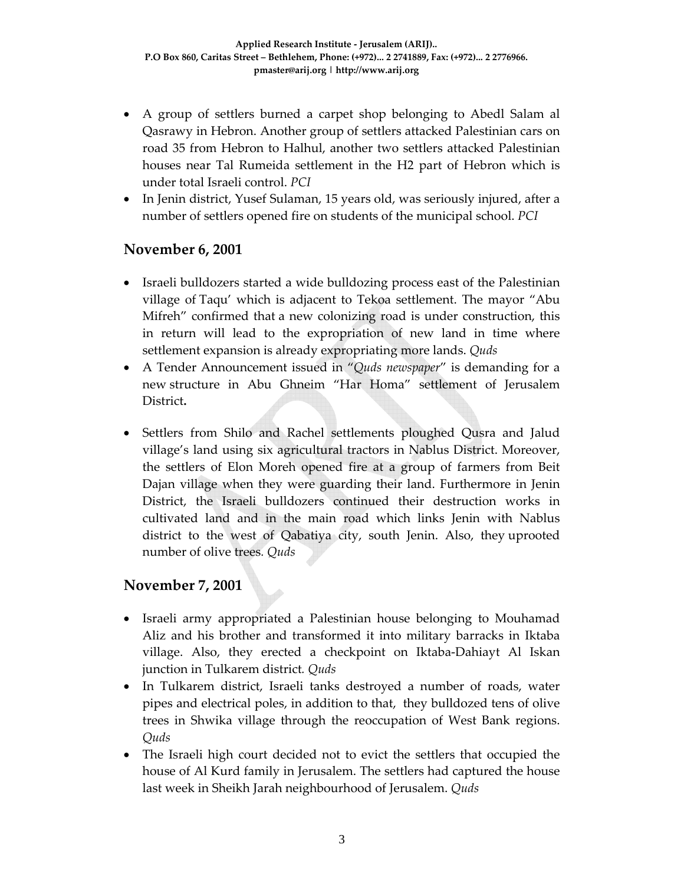- A group of settlers burned a carpet shop belonging to Abedl Salam al Qasrawy in Hebron. Another group of settlers attacked Palestinian cars on road 35 from Hebron to Halhul, another two settlers attacked Palestinian houses near Tal Rumeida settlement in the H2 part of Hebron which is under total Israeli control. *PCI*
- In Jenin district, Yusef Sulaman, 15 years old, was seriously injured, after a number of settlers opened fire on students of the municipal school. *PCI*

## November 6, 2001

- Israeli bulldozers started a wide bulldozing process east of the Palestinian village of Taqu' which is adjacent to Tekoa settlement. The mayor "Abu Mifreh" confirmed that a new colonizing road is under construction, this in return will lead to the expropriation of new land in time where settlement expansion is already expropriating more lands. *Quds*
- A Tender Announcement issued in "*Quds newspaper*" is demanding for a new structure in Abu Ghneim "Har Homa" settlement of Jerusalem District**.**
- Settlers from Shilo and Rachel settlements ploughed Qusra and Jalud village's land using six agricultural tractors in Nablus District. Moreover, the settlers of Elon Moreh opened fire at a group of farmers from Beit Dajan village when they were guarding their land. Furthermore in Jenin District, the Israeli bulldozers continued their destruction works in cultivated land and in the main road which links Jenin with Nablus district to the west of Qabatiya city, south Jenin. Also, they uprooted number of olive trees. *Quds*

## November 7, 2001

- Israeli army appropriated a Palestinian house belonging to Mouhamad Aliz and his brother and transformed it into military barracks in Iktaba village. Also, they erected a checkpoint on Iktaba-Dahiayt Al Iskan junction in Tulkarem district. *Quds*
- In Tulkarem district, Israeli tanks destroyed a number of roads, water pipes and electrical poles, in addition to that, they bulldozed tens of olive trees in Shwika village through the reoccupation of West Bank regions. *Quds*
- The Israeli high court decided not to evict the settlers that occupied the house of Al Kurd family in Jerusalem. The settlers had captured the house last week in Sheikh Jarah neighbourhood of Jerusalem. *Quds*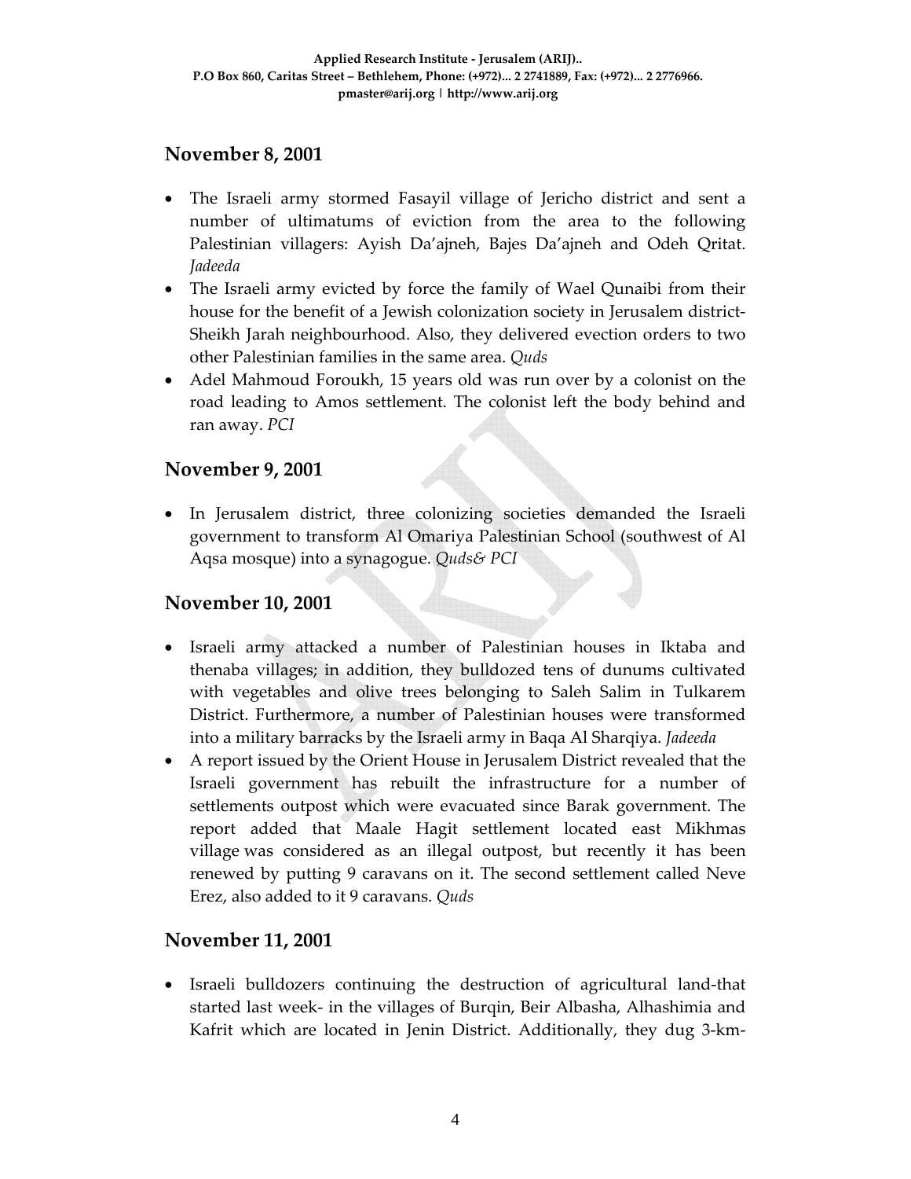## November 8, 2001

- The Israeli army stormed Fasayil village of Jericho district and sent a number of ultimatums of eviction from the area to the following Palestinian villagers: Ayish Da'ajneh, Bajes Da'ajneh and Odeh Qritat. *Jadeeda*
- The Israeli army evicted by force the family of Wael Qunaibi from their house for the benefit of a Jewish colonization society in Jerusalem district- Sheikh Jarah neighbourhood. Also, they delivered evection orders to two other Palestinian families in the same area. *Quds*
- Adel Mahmoud Foroukh, 15 years old was run over by a colonist on the road leading to Amos settlement. The colonist left the body behind and ran away. *PCI*

## November 9, 2001

- In Jerusalem district, three colonizing societies demanded the Israeli government to transform Al Omariya Palestinian School (southwest of Al Aqsa mosque) into a synagogue. *Quds& PCI*

## November 10, 2001

- Israeli army attacked a number of Palestinian houses in Iktaba and thenaba villages; in addition, they bulldozed tens of dunums cultivated with vegetables and olive trees belonging to Saleh Salim in Tulkarem District. Furthermore, a number of Palestinian houses were transformed into a military barracks by the Israeli army in Baqa Al Sharqiya. *Jadeeda*
- A report issued by the Orient House in Jerusalem District revealed that the Israeli government has rebuilt the infrastructure for a number of settlements outpost which were evacuated since Barak government. The report added that Maale Hagit settlement located east Mikhmas village was considered as an illegal outpost, but recently it has been renewed by putting 9 caravans on it. The second settlement called Neve Erez, also added to it 9 caravans. *Quds*

## November 11, 2001

- Israeli bulldozers continuing the destruction of agricultural land-that started last week- in the villages of Burqin, Beir Albasha, Alhashimia and Kafrit which are located in Jenin District. Additionally, they dug 3-km-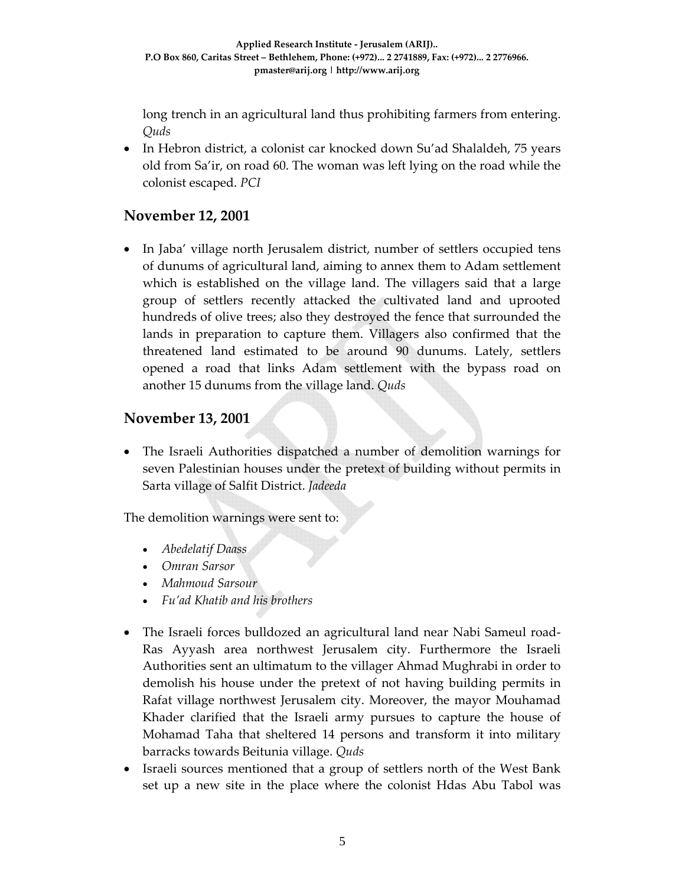long trench in an agricultural land thus prohibiting farmers from entering. *Quds*

- In Hebron district, a colonist car knocked down Su'ad Shalaldeh, 75 years old from Sa'ir, on road 60. The woman was left lying on the road while the colonist escaped. *PCI*

## November 12, 2001

- In Jaba' village north Jerusalem district, number of settlers occupied tens of dunums of agricultural land, aiming to annex them to Adam settlement which is established on the village land. The villagers said that a large group of settlers recently attacked the cultivated land and uprooted hundreds of olive trees; also they destroyed the fence that surrounded the lands in preparation to capture them. Villagers also confirmed that the threatened land estimated to be around 90 dunums. Lately, settlers opened a road that links Adam settlement with the bypass road on another 15 dunums from the village land. *Quds*

## November 13, 2001

- The Israeli Authorities dispatched a number of demolition warnings for seven Palestinian houses under the pretext of building without permits in Sarta village of Salfit District. *Jadeeda*

The demolition warnings were sent to:

- *Abedelatif Daass*
- *Omran Sarsor*
- *Mahmoud Sarsour*
- *Fu'ad Khatib and his brothers*

- The Israeli forces bulldozed an agricultural land near Nabi Sameul road-Ras Ayyash area northwest Jerusalem city. Furthermore the Israeli Authorities sent an ultimatum to the villager Ahmad Mughrabi in order to demolish his house under the pretext of not having building permits in Rafat village northwest Jerusalem city. Moreover, the mayor Mouhamad Khader clarified that the Israeli army pursues to capture the house of Mohamad Taha that sheltered 14 persons and transform it into military barracks towards Beitunia village. *Quds*
- Israeli sources mentioned that a group of settlers north of the West Bank set up a new site in the place where the colonist Hdas Abu Tabol was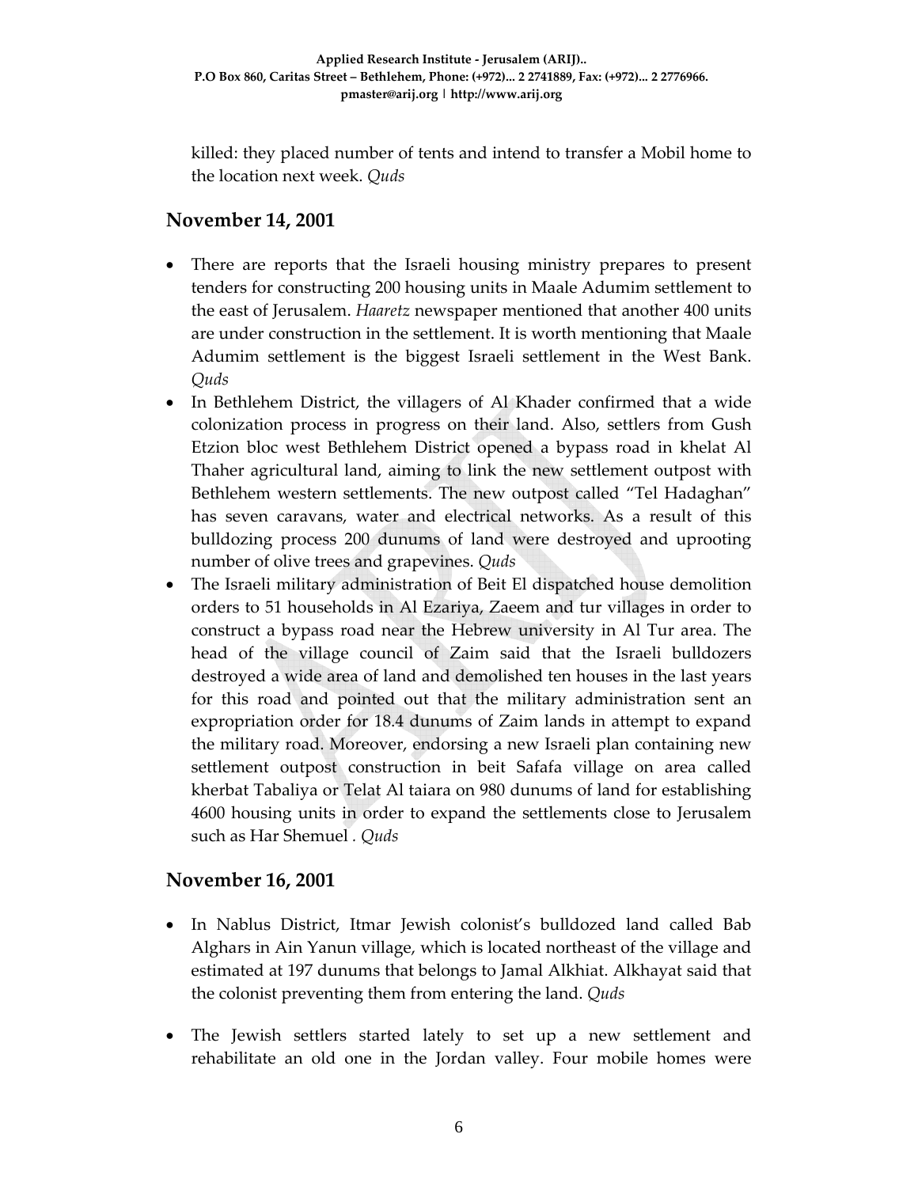killed: they placed number of tents and intend to transfer a Mobil home to the location next week. *Quds*

## November 14, 2001

- There are reports that the Israeli housing ministry prepares to present tenders for constructing 200 housing units in Maale Adumim settlement to the east of Jerusalem. *Haaretz* newspaper mentioned that another 400 units are under construction in the settlement. It is worth mentioning that Maale Adumim settlement is the biggest Israeli settlement in the West Bank. *Quds*
- In Bethlehem District, the villagers of Al Khader confirmed that a wide colonization process in progress on their land. Also, settlers from Gush Etzion bloc west Bethlehem District opened a bypass road in khelat Al Thaher agricultural land, aiming to link the new settlement outpost with Bethlehem western settlements. The new outpost called "Tel Hadaghan" has seven caravans, water and electrical networks. As a result of this bulldozing process 200 dunums of land were destroyed and uprooting number of olive trees and grapevines. *Quds*
- The Israeli military administration of Beit El dispatched house demolition orders to 51 households in Al Ezariya, Zaeem and tur villages in order to construct a bypass road near the Hebrew university in Al Tur area. The head of the village council of Zaim said that the Israeli bulldozers destroyed a wide area of land and demolished ten houses in the last years for this road and pointed out that the military administration sent an expropriation order for 18.4 dunums of Zaim lands in attempt to expand the military road. Moreover, endorsing a new Israeli plan containing new settlement outpost construction in beit Safafa village on area called kherbat Tabaliya or Telat Al taiara on 980 dunums of land for establishing 4600 housing units in order to expand the settlements close to Jerusalem such as Har Shemuel . *Quds*

## November 16, 2001

- In Nablus District, Itmar Jewish colonist's bulldozed land called Bab Alghars in Ain Yanun village, which is located northeast of the village and estimated at 197 dunums that belongs to Jamal Alkhiat. Alkhayat said that the colonist preventing them from entering the land. *Quds*

- The Jewish settlers started lately to set up a new settlement and rehabilitate an old one in the Jordan valley. Four mobile homes were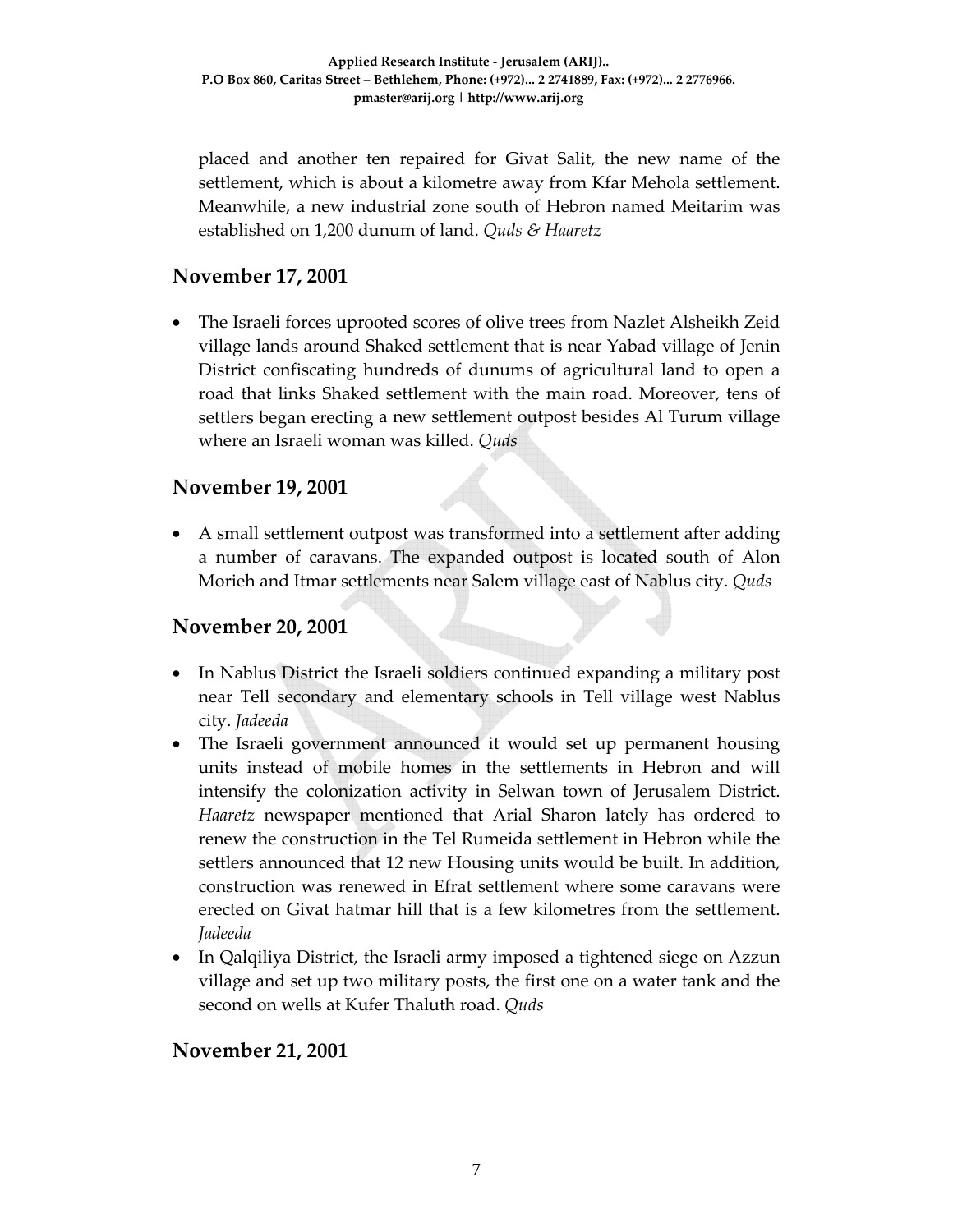placed and another ten repaired for Givat Salit, the new name of the settlement, which is about a kilometre away from Kfar Mehola settlement. Meanwhile, a new industrial zone south of Hebron named Meitarim was established on 1,200 dunum of land. *Quds & Haaretz*

## November 17, 2001

- The Israeli forces uprooted scores of olive trees from Nazlet Alsheikh Zeid village lands around Shaked settlement that is near Yabad village of Jenin District confiscating hundreds of dunums of agricultural land to open a road that links Shaked settlement with the main road. Moreover, tens of settlers began erecting a new settlement outpost besides Al Turum village where an Israeli woman was killed. *Quds*

## November 19, 2001

- A small settlement outpost was transformed into a settlement after adding a number of caravans. The expanded outpost is located south of Alon Morieh and Itmar settlements near Salem village east of Nablus city. *Quds*

## November 20, 2001

- In Nablus District the Israeli soldiers continued expanding a military post near Tell secondary and elementary schools in Tell village west Nablus city. *Jadeeda*
- The Israeli government announced it would set up permanent housing units instead of mobile homes in the settlements in Hebron and will intensify the colonization activity in Selwan town of Jerusalem District. *Haaretz* newspaper mentioned that Arial Sharon lately has ordered to renew the construction in the Tel Rumeida settlement in Hebron while the settlers announced that 12 new Housing units would be built. In addition, construction was renewed in Efrat settlement where some caravans were erected on Givat hatmar hill that is a few kilometres from the settlement. *Jadeeda*
- In Qalqiliya District, the Israeli army imposed a tightened siege on Azzun village and set up two military posts, the first one on a water tank and the second on wells at Kufer Thaluth road. *Quds*

## November 21, 2001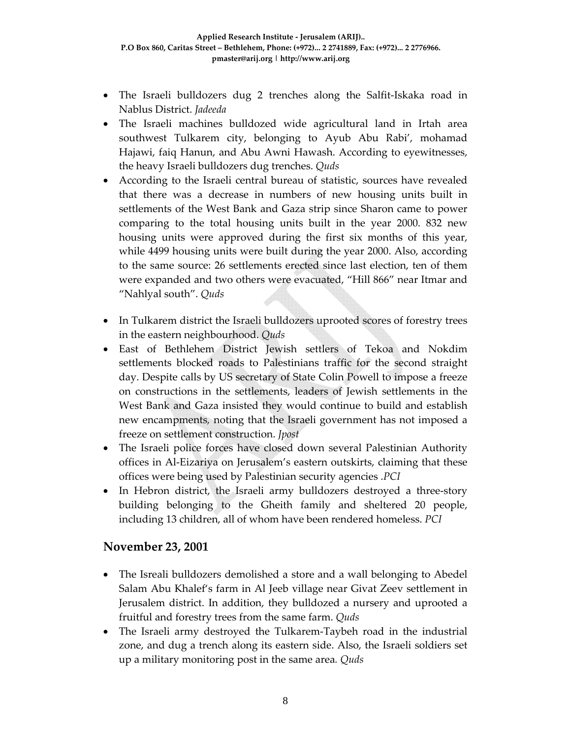- The Israeli bulldozers dug 2 trenches along the Salfit-Iskaka road in Nablus District. *Jadeeda*
- The Israeli machines bulldozed wide agricultural land in Irtah area southwest Tulkarem city, belonging to Ayub Abu Rabi', mohamad Hajawi, faiq Hanun, and Abu Awni Hawash. According to eyewitnesses, the heavy Israeli bulldozers dug trenches. *Quds*
- According to the Israeli central bureau of statistic, sources have revealed that there was a decrease in numbers of new housing units built in settlements of the West Bank and Gaza strip since Sharon came to power comparing to the total housing units built in the year 2000. 832 new housing units were approved during the first six months of this year, while 4499 housing units were built during the year 2000. Also, according to the same source: 26 settlements erected since last election, ten of them were expanded and two others were evacuated, "Hill 866" near Itmar and "Nahlyal south". *Quds*

- In Tulkarem district the Israeli bulldozers uprooted scores of forestry trees in the eastern neighbourhood. *Quds*
- East of Bethlehem District Jewish settlers of Tekoa and Nokdim settlements blocked roads to Palestinians traffic for the second straight day. Despite calls by US secretary of State Colin Powell to impose a freeze on constructions in the settlements, leaders of Jewish settlements in the West Bank and Gaza insisted they would continue to build and establish new encampments, noting that the Israeli government has not imposed a freeze on settlement construction. *Jpost*
- The Israeli police forces have closed down several Palestinian Authority offices in Al-Eizariya on Jerusalem's eastern outskirts, claiming that these offices were being used by Palestinian security agencies .*PCI*
- In Hebron district, the Israeli army bulldozers destroyed a three-story building belonging to the Gheith family and sheltered 20 people, including 13 children, all of whom have been rendered homeless. *PCI*

## November 23, 2001

- The Isreali bulldozers demolished a store and a wall belonging to Abedel Salam Abu Khalef's farm in Al Jeeb village near Givat Zeev settlement in Jerusalem district. In addition, they bulldozed a nursery and uprooted a fruitful and forestry trees from the same farm. *Quds*
- The Israeli army destroyed the Tulkarem-Taybeh road in the industrial zone, and dug a trench along its eastern side. Also, the Israeli soldiers set up a military monitoring post in the same area. *Quds*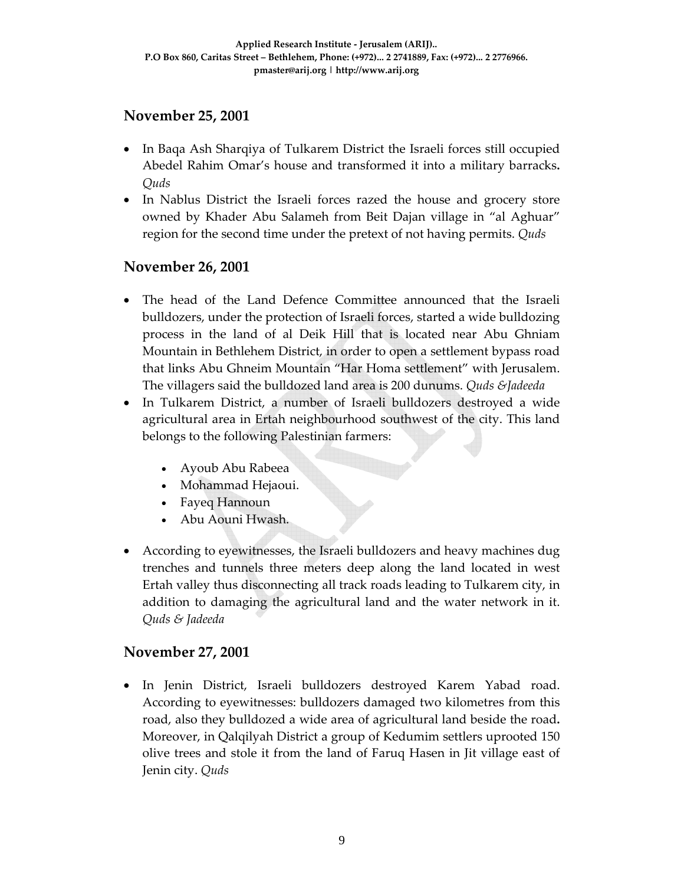## November 25, 2001

- In Baqa Ash Sharqiya of Tulkarem District the Israeli forces still occupied Abedel Rahim Omar's house and transformed it into a military barracks**.** *Quds*
- In Nablus District the Israeli forces razed the house and grocery store owned by Khader Abu Salameh from Beit Dajan village in "al Aghuar" region for the second time under the pretext of not having permits. *Quds*

## November 26, 2001

- The head of the Land Defence Committee announced that the Israeli bulldozers, under the protection of Israeli forces, started a wide bulldozing process in the land of al Deik Hill that is located near Abu Ghniam Mountain in Bethlehem District, in order to open a settlement bypass road that links Abu Ghneim Mountain "Har Homa settlement" with Jerusalem. The villagers said the bulldozed land area is 200 dunums. *Quds &Jadeeda*
- In Tulkarem District, a number of Israeli bulldozers destroyed a wide agricultural area in Ertah neighbourhood southwest of the city. This land belongs to the following Palestinian farmers:
  - Ayoub Abu Rabeea
  - Mohammad Hejaoui.
  - Fayeq Hannoun
  - Abu Aouni Hwash.
- According to eyewitnesses, the Israeli bulldozers and heavy machines dug trenches and tunnels three meters deep along the land located in west Ertah valley thus disconnecting all track roads leading to Tulkarem city, in addition to damaging the agricultural land and the water network in it. *Quds & Jadeeda*

## November 27, 2001

- In Jenin District, Israeli bulldozers destroyed Karem Yabad road. According to eyewitnesses: bulldozers damaged two kilometres from this road, also they bulldozed a wide area of agricultural land beside the road**.** Moreover, in Qalqilyah District a group of Kedumim settlers uprooted 150 olive trees and stole it from the land of Faruq Hasen in Jit village east of Jenin city. *Quds*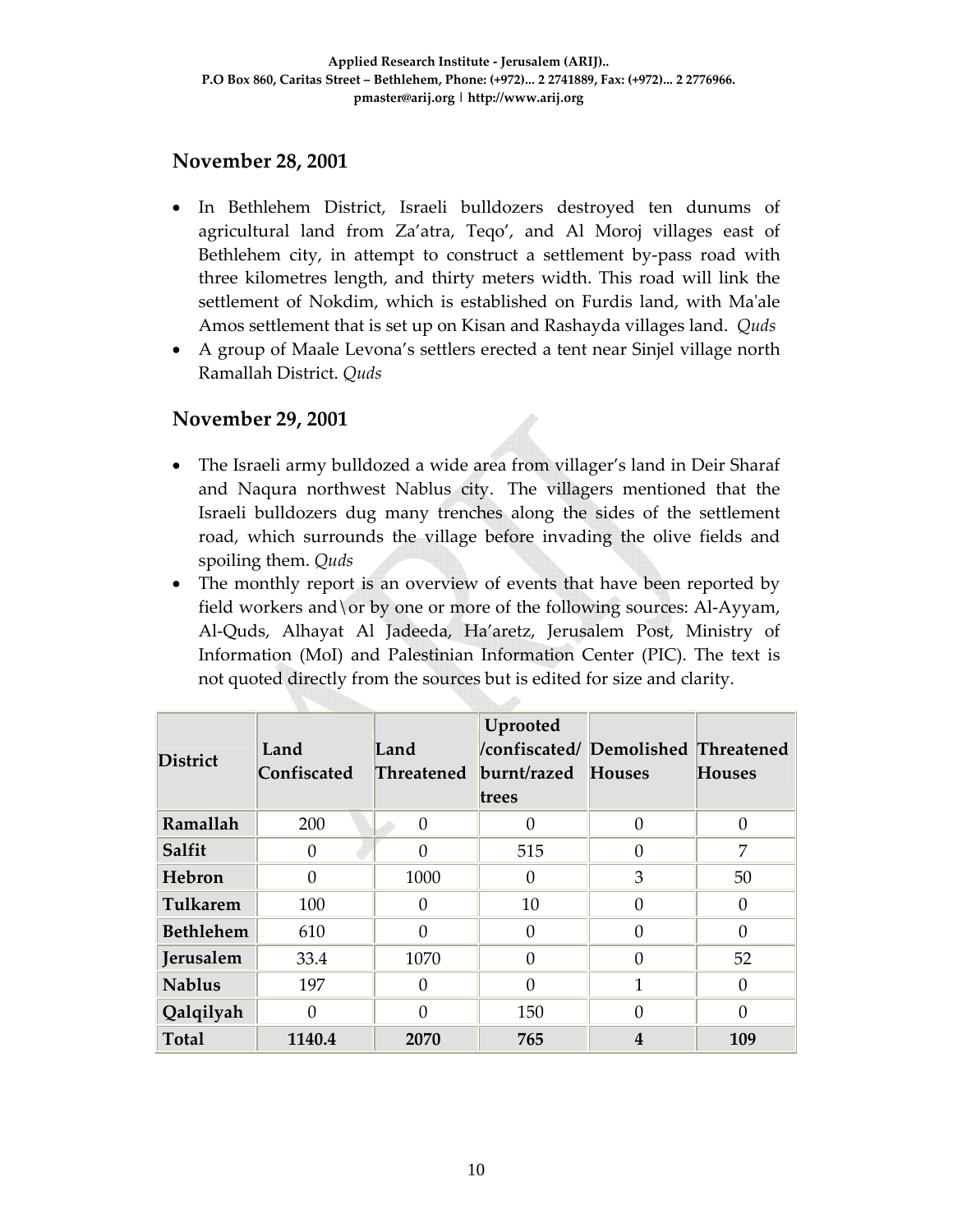## November 28, 2001

- In Bethlehem District, Israeli bulldozers destroyed ten dunums of agricultural land from Za'atra, Teqo', and Al Moroj villages east of Bethlehem city, in attempt to construct a settlement by-pass road with three kilometres length, and thirty meters width. This road will link the settlement of Nokdim, which is established on Furdis land, with Ma'ale Amos settlement that is set up on Kisan and Rashayda villages land. *Quds*
- A group of Maale Levona's settlers erected a tent near Sinjel village north Ramallah District. *Quds*

## November 29, 2001

- The Israeli army bulldozed a wide area from villager's land in Deir Sharaf and Naqura northwest Nablus city. The villagers mentioned that the Israeli bulldozers dug many trenches along the sides of the settlement road, which surrounds the village before invading the olive fields and spoiling them. *Quds*
- The monthly report is an overview of events that have been reported by field workers and\or by one or more of the following sources: Al-Ayyam, Al-Quds, Alhayat Al Jadeeda, Ha'aretz, Jerusalem Post, Ministry of Information (MoI) and Palestinian Information Center (PIC). The text is not quoted directly from the sources but is edited for size and clarity.

| District | Land Confiscated | Land Threatened | Uprooted /confiscated/ burnt/razed trees | Demolished Houses | Threatened Houses |
|---|---|---|---|---|---|
| **Ramallah** | 200 | 0 | 0 | 0 | 0 |
| **Salfit** | 0 | 0 | 515 | 0 | 7 |
| **Hebron** | 0 | 1000 | 0 | 3 | 50 |
| **Tulkarem** | 100 | 0 | 10 | 0 | 0 |
| **Bethlehem** | 610 | 0 | 0 | 0 | 0 |
| **Jerusalem** | 33.4 | 1070 | 0 | 0 | 52 |
| **Nablus** | 197 | 0 | 0 | 1 | 0 |
| **Qalqilyah** | 0 | 0 | 150 | 0 | 0 |
| **Total** | **1140.4** | **2070** | **765** | **4** | **109** |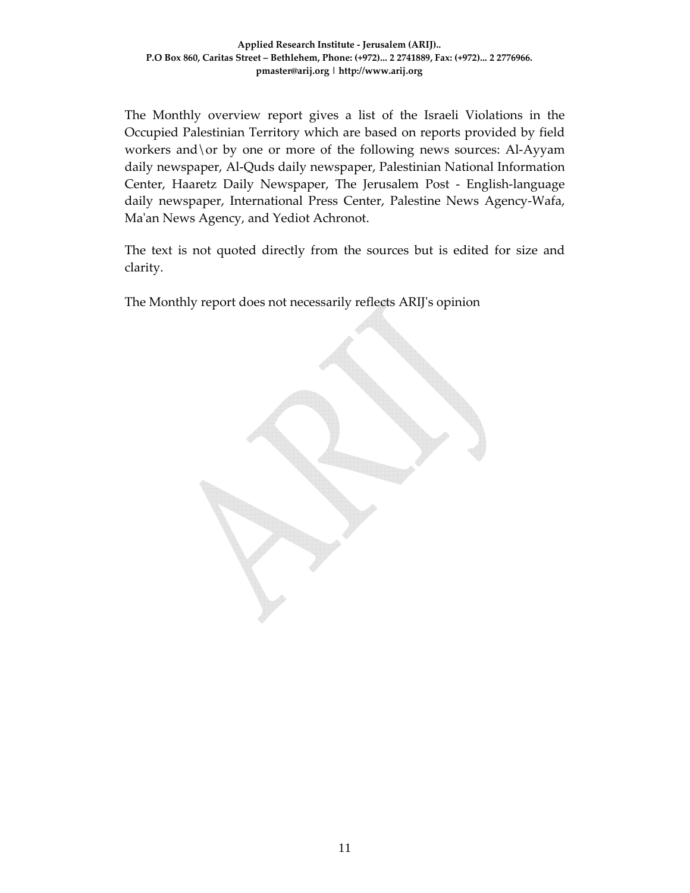The Monthly overview report gives a list of the Israeli Violations in the Occupied Palestinian Territory which are based on reports provided by field workers and\or by one or more of the following news sources: Al-Ayyam daily newspaper, Al-Quds daily newspaper, Palestinian National Information Center, Haaretz Daily Newspaper, The Jerusalem Post - English-language daily newspaper, International Press Center, Palestine News Agency-Wafa, Ma'an News Agency, and Yediot Achronot.

The text is not quoted directly from the sources but is edited for size and clarity.

The Monthly report does not necessarily reflects ARIJ's opinion